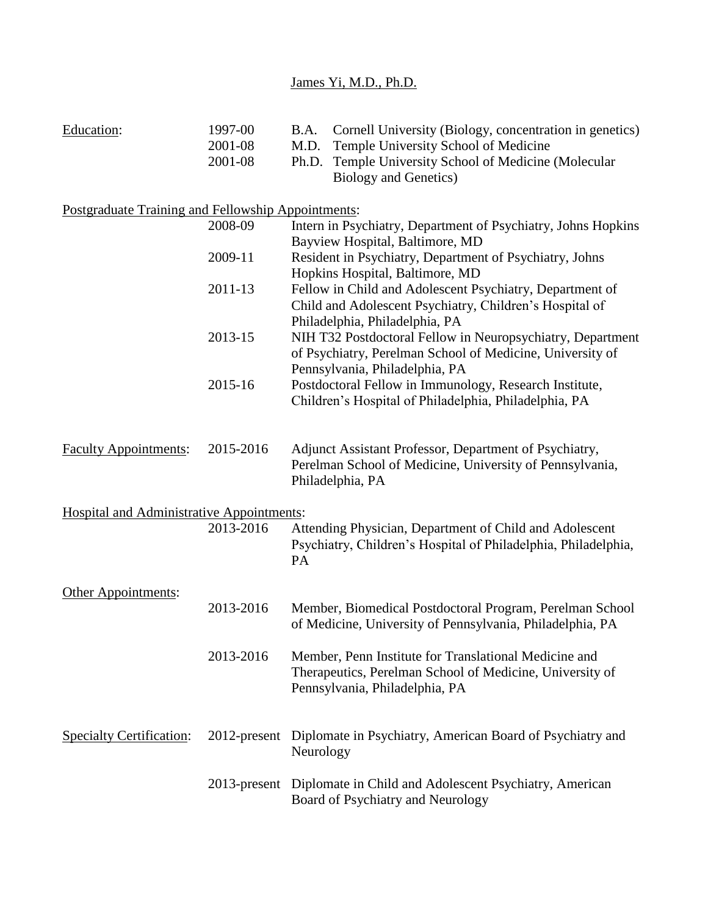# James Yi, M.D., Ph.D.

**Education:**

| | | |
|---|---|---|
| 1997-00 | B.A. | Cornell University (Biology, concentration in genetics) |
| 2001-08 | M.D. | Temple University School of Medicine |
| 2001-08 | Ph.D. | Temple University School of Medicine (Molecular Biology and Genetics) |

**Postgraduate Training and Fellowship Appointments:**

| | |
|---|---|
| 2008-09 | Intern in Psychiatry, Department of Psychiatry, Johns Hopkins Bayview Hospital, Baltimore, MD |
| 2009-11 | Resident in Psychiatry, Department of Psychiatry, Johns Hopkins Hospital, Baltimore, MD |
| 2011-13 | Fellow in Child and Adolescent Psychiatry, Department of Child and Adolescent Psychiatry, Children's Hospital of Philadelphia, Philadelphia, PA |
| 2013-15 | NIH T32 Postdoctoral Fellow in Neuropsychiatry, Department of Psychiatry, Perelman School of Medicine, University of Pennsylvania, Philadelphia, PA |
| 2015-16 | Postdoctoral Fellow in Immunology, Research Institute, Children's Hospital of Philadelphia, Philadelphia, PA |

**Faculty Appointments:**

| | |
|---|---|
| 2015-2016 | Adjunct Assistant Professor, Department of Psychiatry, Perelman School of Medicine, University of Pennsylvania, Philadelphia, PA |

**Hospital and Administrative Appointments:**

| | |
|---|---|
| 2013-2016 | Attending Physician, Department of Child and Adolescent Psychiatry, Children's Hospital of Philadelphia, Philadelphia, PA |

**Other Appointments:**

| | |
|---|---|
| 2013-2016 | Member, Biomedical Postdoctoral Program, Perelman School of Medicine, University of Pennsylvania, Philadelphia, PA |
| 2013-2016 | Member, Penn Institute for Translational Medicine and Therapeutics, Perelman School of Medicine, University of Pennsylvania, Philadelphia, PA |

**Specialty Certification:**

| | |
|---|---|
| 2012-present | Diplomate in Psychiatry, American Board of Psychiatry and Neurology |
| 2013-present | Diplomate in Child and Adolescent Psychiatry, American Board of Psychiatry and Neurology |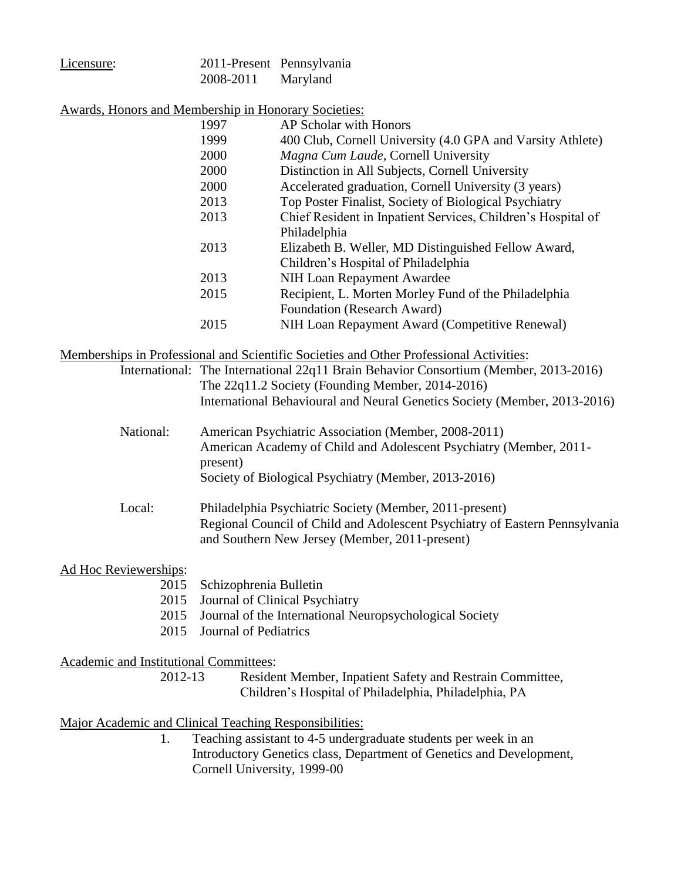Licensure:

| | |
|---|---|
| 2011-Present | Pennsylvania |
| 2008-2011 | Maryland |

Awards, Honors and Membership in Honorary Societies:

| | |
|---|---|
| 1997 | AP Scholar with Honors |
| 1999 | 400 Club, Cornell University (4.0 GPA and Varsity Athlete) |
| 2000 | *Magna Cum Laude*, Cornell University |
| 2000 | Distinction in All Subjects, Cornell University |
| 2000 | Accelerated graduation, Cornell University (3 years) |
| 2013 | Top Poster Finalist, Society of Biological Psychiatry |
| 2013 | Chief Resident in Inpatient Services, Children's Hospital of Philadelphia |
| 2013 | Elizabeth B. Weller, MD Distinguished Fellow Award, Children's Hospital of Philadelphia |
| 2013 | NIH Loan Repayment Awardee |
| 2015 | Recipient, L. Morten Morley Fund of the Philadelphia Foundation (Research Award) |
| 2015 | NIH Loan Repayment Award (Competitive Renewal) |

Memberships in Professional and Scientific Societies and Other Professional Activities:

International:
- The International 22q11 Brain Behavior Consortium (Member, 2013-2016)
- The 22q11.2 Society (Founding Member, 2014-2016)
- International Behavioural and Neural Genetics Society (Member, 2013-2016)

National:
- American Psychiatric Association (Member, 2008-2011)
- American Academy of Child and Adolescent Psychiatry (Member, 2011-present)
- Society of Biological Psychiatry (Member, 2013-2016)

Local:
- Philadelphia Psychiatric Society (Member, 2011-present)
- Regional Council of Child and Adolescent Psychiatry of Eastern Pennsylvania and Southern New Jersey (Member, 2011-present)

Ad Hoc Reviewerships:

- 2015 Schizophrenia Bulletin
- 2015 Journal of Clinical Psychiatry
- 2015 Journal of the International Neuropsychological Society
- 2015 Journal of Pediatrics

Academic and Institutional Committees:

2012-13 Resident Member, Inpatient Safety and Restrain Committee, Children's Hospital of Philadelphia, Philadelphia, PA

Major Academic and Clinical Teaching Responsibilities:

1. Teaching assistant to 4-5 undergraduate students per week in an Introductory Genetics class, Department of Genetics and Development, Cornell University, 1999-00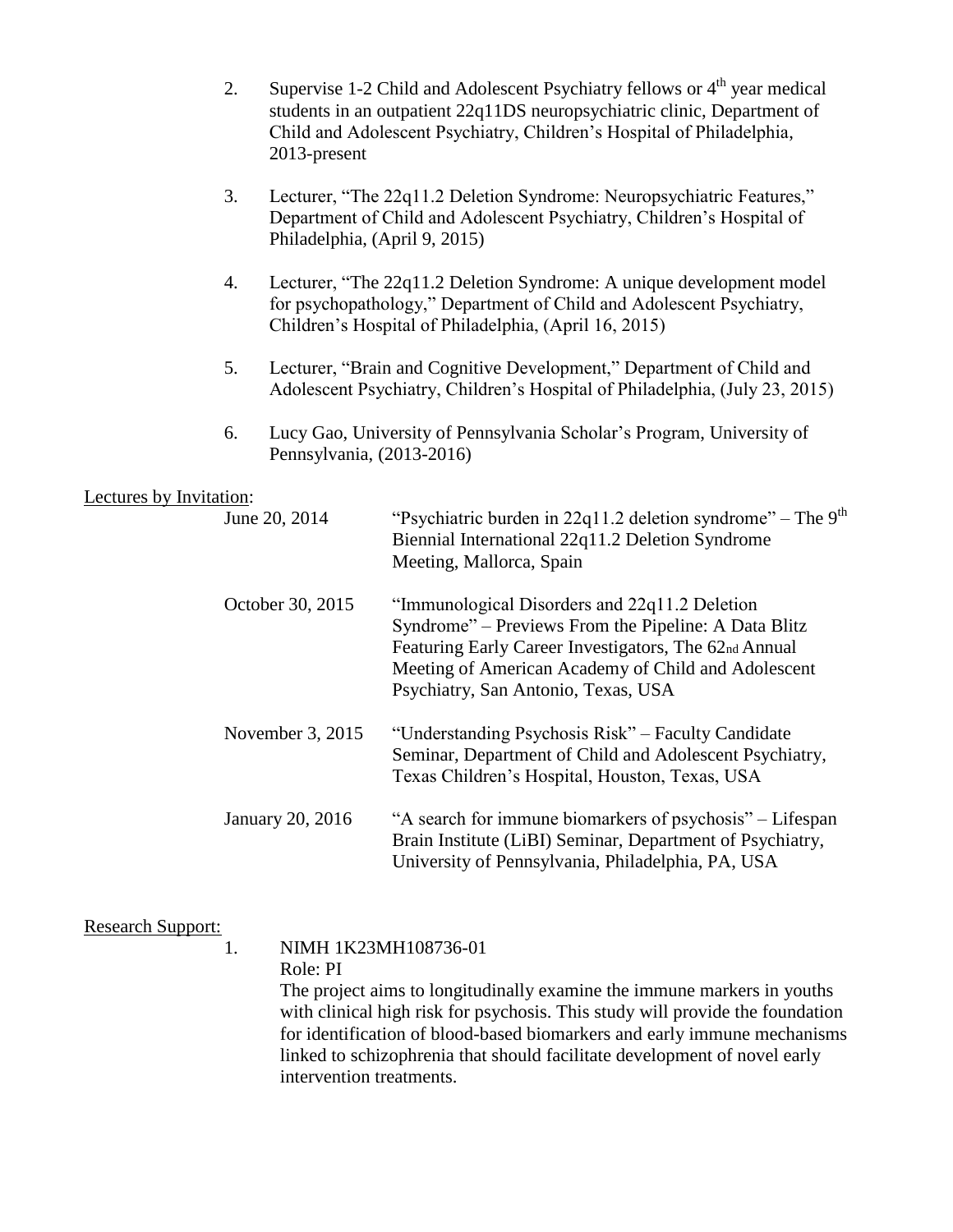2. Supervise 1-2 Child and Adolescent Psychiatry fellows or 4th year medical students in an outpatient 22q11DS neuropsychiatric clinic, Department of Child and Adolescent Psychiatry, Children's Hospital of Philadelphia, 2013-present

3. Lecturer, "The 22q11.2 Deletion Syndrome: Neuropsychiatric Features," Department of Child and Adolescent Psychiatry, Children's Hospital of Philadelphia, (April 9, 2015)

4. Lecturer, "The 22q11.2 Deletion Syndrome: A unique development model for psychopathology," Department of Child and Adolescent Psychiatry, Children's Hospital of Philadelphia, (April 16, 2015)

5. Lecturer, "Brain and Cognitive Development," Department of Child and Adolescent Psychiatry, Children's Hospital of Philadelphia, (July 23, 2015)

6. Lucy Gao, University of Pennsylvania Scholar's Program, University of Pennsylvania, (2013-2016)

Lectures by Invitation:

| | |
|---|---|
| June 20, 2014 | "Psychiatric burden in 22q11.2 deletion syndrome" – The 9th Biennial International 22q11.2 Deletion Syndrome Meeting, Mallorca, Spain |
| October 30, 2015 | "Immunological Disorders and 22q11.2 Deletion Syndrome" – Previews From the Pipeline: A Data Blitz Featuring Early Career Investigators, The 62nd Annual Meeting of American Academy of Child and Adolescent Psychiatry, San Antonio, Texas, USA |
| November 3, 2015 | "Understanding Psychosis Risk" – Faculty Candidate Seminar, Department of Child and Adolescent Psychiatry, Texas Children's Hospital, Houston, Texas, USA |
| January 20, 2016 | "A search for immune biomarkers of psychosis" – Lifespan Brain Institute (LiBI) Seminar, Department of Psychiatry, University of Pennsylvania, Philadelphia, PA, USA |

Research Support:

1. NIMH 1K23MH108736-01
   Role: PI
   The project aims to longitudinally examine the immune markers in youths with clinical high risk for psychosis. This study will provide the foundation for identification of blood-based biomarkers and early immune mechanisms linked to schizophrenia that should facilitate development of novel early intervention treatments.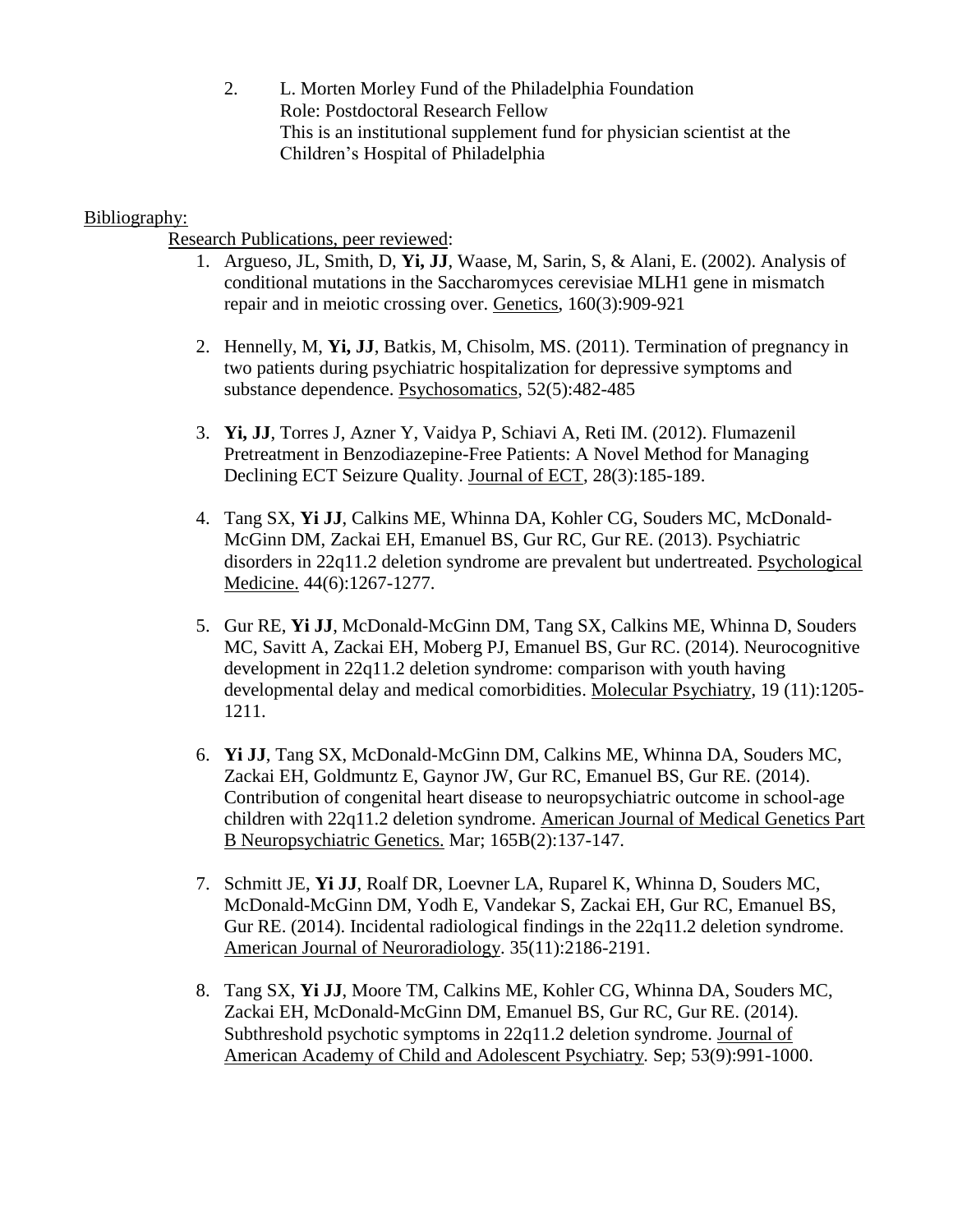2. L. Morten Morley Fund of the Philadelphia Foundation
   Role: Postdoctoral Research Fellow
   This is an institutional supplement fund for physician scientist at the Children's Hospital of Philadelphia

Bibliography:

Research Publications, peer reviewed:

1. Argueso, JL, Smith, D, **Yi, JJ**, Waase, M, Sarin, S, & Alani, E. (2002). Analysis of conditional mutations in the Saccharomyces cerevisiae MLH1 gene in mismatch repair and in meiotic crossing over. Genetics, 160(3):909-921

2. Hennelly, M, **Yi, JJ**, Batkis, M, Chisolm, MS. (2011). Termination of pregnancy in two patients during psychiatric hospitalization for depressive symptoms and substance dependence. Psychosomatics, 52(5):482-485

3. **Yi, JJ**, Torres J, Azner Y, Vaidya P, Schiavi A, Reti IM. (2012). Flumazenil Pretreatment in Benzodiazepine-Free Patients: A Novel Method for Managing Declining ECT Seizure Quality. Journal of ECT, 28(3):185-189.

4. Tang SX, **Yi JJ**, Calkins ME, Whinna DA, Kohler CG, Souders MC, McDonald-McGinn DM, Zackai EH, Emanuel BS, Gur RC, Gur RE. (2013). Psychiatric disorders in 22q11.2 deletion syndrome are prevalent but undertreated. Psychological Medicine. 44(6):1267-1277.

5. Gur RE, **Yi JJ**, McDonald-McGinn DM, Tang SX, Calkins ME, Whinna D, Souders MC, Savitt A, Zackai EH, Moberg PJ, Emanuel BS, Gur RC. (2014). Neurocognitive development in 22q11.2 deletion syndrome: comparison with youth having developmental delay and medical comorbidities. Molecular Psychiatry, 19 (11):1205-1211.

6. **Yi JJ**, Tang SX, McDonald-McGinn DM, Calkins ME, Whinna DA, Souders MC, Zackai EH, Goldmuntz E, Gaynor JW, Gur RC, Emanuel BS, Gur RE. (2014). Contribution of congenital heart disease to neuropsychiatric outcome in school-age children with 22q11.2 deletion syndrome. American Journal of Medical Genetics Part B Neuropsychiatric Genetics. Mar; 165B(2):137-147.

7. Schmitt JE, **Yi JJ**, Roalf DR, Loevner LA, Ruparel K, Whinna D, Souders MC, McDonald-McGinn DM, Yodh E, Vandekar S, Zackai EH, Gur RC, Emanuel BS, Gur RE. (2014). Incidental radiological findings in the 22q11.2 deletion syndrome. American Journal of Neuroradiology. 35(11):2186-2191.

8. Tang SX, **Yi JJ**, Moore TM, Calkins ME, Kohler CG, Whinna DA, Souders MC, Zackai EH, McDonald-McGinn DM, Emanuel BS, Gur RC, Gur RE. (2014). Subthreshold psychotic symptoms in 22q11.2 deletion syndrome. Journal of American Academy of Child and Adolescent Psychiatry. Sep; 53(9):991-1000.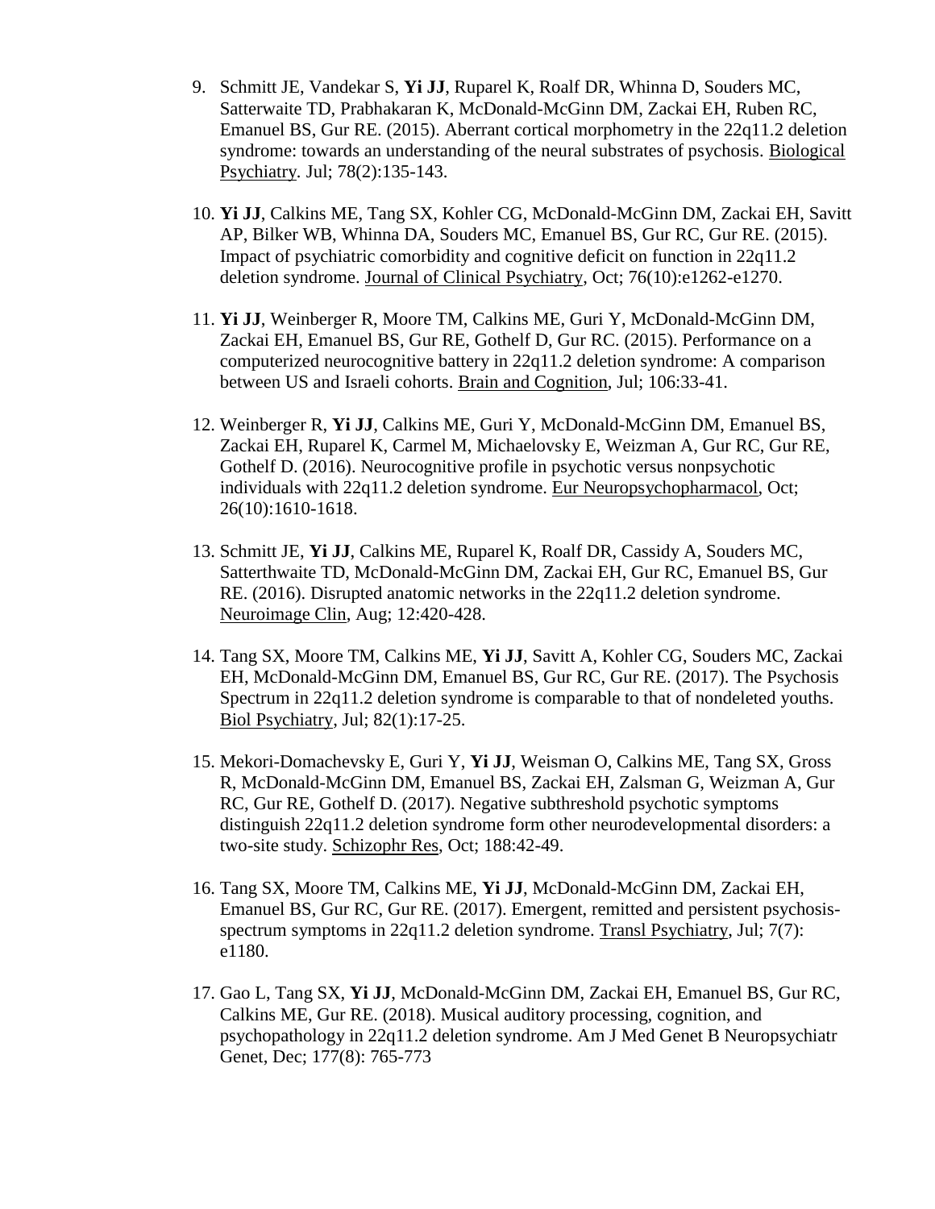9. Schmitt JE, Vandekar S, **Yi JJ**, Ruparel K, Roalf DR, Whinna D, Souders MC, Satterwaite TD, Prabhakaran K, McDonald-McGinn DM, Zackai EH, Ruben RC, Emanuel BS, Gur RE. (2015). Aberrant cortical morphometry in the 22q11.2 deletion syndrome: towards an understanding of the neural substrates of psychosis. Biological Psychiatry. Jul; 78(2):135-143.

10. **Yi JJ**, Calkins ME, Tang SX, Kohler CG, McDonald-McGinn DM, Zackai EH, Savitt AP, Bilker WB, Whinna DA, Souders MC, Emanuel BS, Gur RC, Gur RE. (2015). Impact of psychiatric comorbidity and cognitive deficit on function in 22q11.2 deletion syndrome. Journal of Clinical Psychiatry, Oct; 76(10):e1262-e1270.

11. **Yi JJ**, Weinberger R, Moore TM, Calkins ME, Guri Y, McDonald-McGinn DM, Zackai EH, Emanuel BS, Gur RE, Gothelf D, Gur RC. (2015). Performance on a computerized neurocognitive battery in 22q11.2 deletion syndrome: A comparison between US and Israeli cohorts. Brain and Cognition, Jul; 106:33-41.

12. Weinberger R, **Yi JJ**, Calkins ME, Guri Y, McDonald-McGinn DM, Emanuel BS, Zackai EH, Ruparel K, Carmel M, Michaelovsky E, Weizman A, Gur RC, Gur RE, Gothelf D. (2016). Neurocognitive profile in psychotic versus nonpsychotic individuals with 22q11.2 deletion syndrome. Eur Neuropsychopharmacol, Oct; 26(10):1610-1618.

13. Schmitt JE, **Yi JJ**, Calkins ME, Ruparel K, Roalf DR, Cassidy A, Souders MC, Satterthwaite TD, McDonald-McGinn DM, Zackai EH, Gur RC, Emanuel BS, Gur RE. (2016). Disrupted anatomic networks in the 22q11.2 deletion syndrome. Neuroimage Clin, Aug; 12:420-428.

14. Tang SX, Moore TM, Calkins ME, **Yi JJ**, Savitt A, Kohler CG, Souders MC, Zackai EH, McDonald-McGinn DM, Emanuel BS, Gur RC, Gur RE. (2017). The Psychosis Spectrum in 22q11.2 deletion syndrome is comparable to that of nondeleted youths. Biol Psychiatry, Jul; 82(1):17-25.

15. Mekori-Domachevsky E, Guri Y, **Yi JJ**, Weisman O, Calkins ME, Tang SX, Gross R, McDonald-McGinn DM, Emanuel BS, Zackai EH, Zalsman G, Weizman A, Gur RC, Gur RE, Gothelf D. (2017). Negative subthreshold psychotic symptoms distinguish 22q11.2 deletion syndrome form other neurodevelopmental disorders: a two-site study. Schizophr Res, Oct; 188:42-49.

16. Tang SX, Moore TM, Calkins ME, **Yi JJ**, McDonald-McGinn DM, Zackai EH, Emanuel BS, Gur RC, Gur RE. (2017). Emergent, remitted and persistent psychosis-spectrum symptoms in 22q11.2 deletion syndrome. Transl Psychiatry, Jul; 7(7): e1180.

17. Gao L, Tang SX, **Yi JJ**, McDonald-McGinn DM, Zackai EH, Emanuel BS, Gur RC, Calkins ME, Gur RE. (2018). Musical auditory processing, cognition, and psychopathology in 22q11.2 deletion syndrome. Am J Med Genet B Neuropsychiatr Genet, Dec; 177(8): 765-773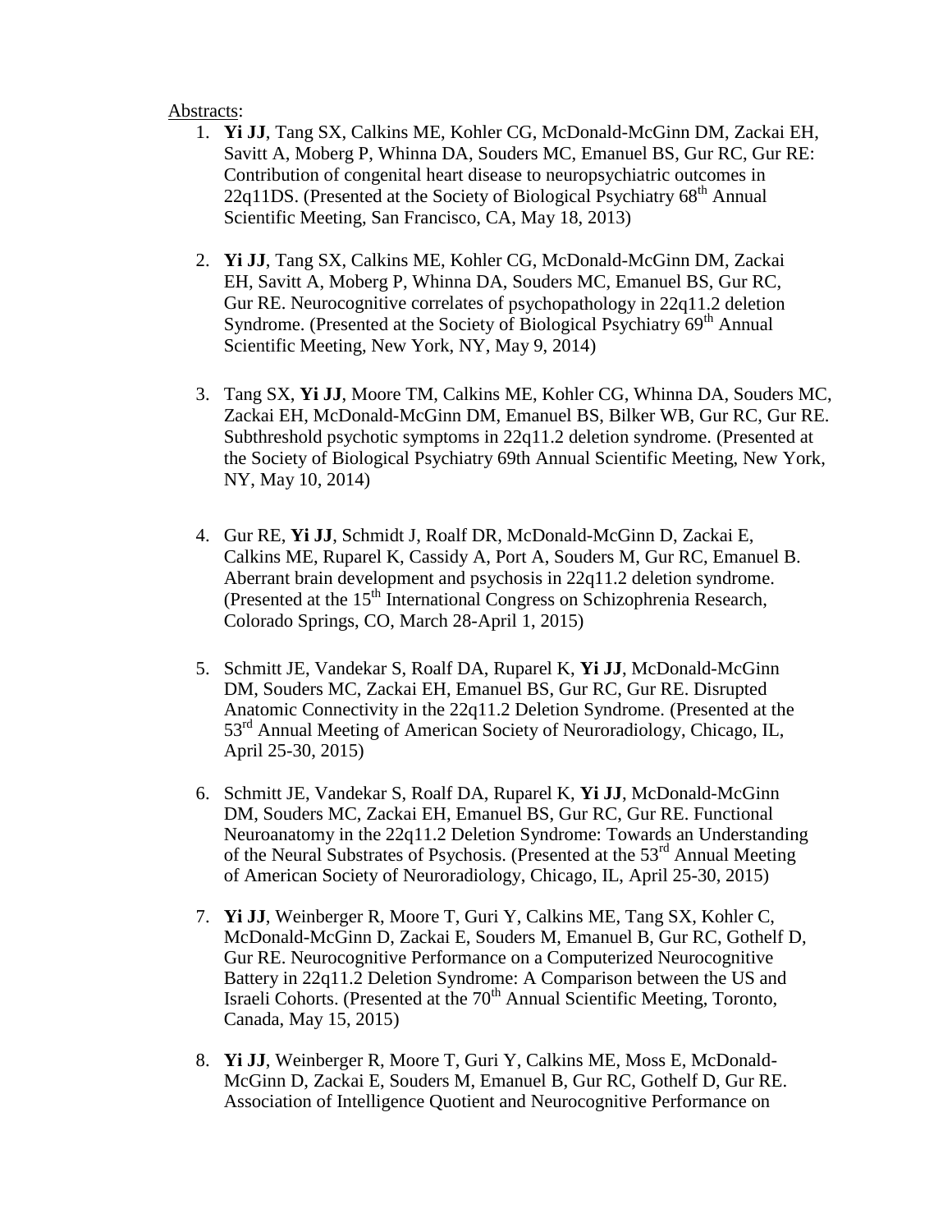Abstracts:

1. **Yi JJ**, Tang SX, Calkins ME, Kohler CG, McDonald-McGinn DM, Zackai EH, Savitt A, Moberg P, Whinna DA, Souders MC, Emanuel BS, Gur RC, Gur RE: Contribution of congenital heart disease to neuropsychiatric outcomes in 22q11DS. (Presented at the Society of Biological Psychiatry 68th Annual Scientific Meeting, San Francisco, CA, May 18, 2013)

2. **Yi JJ**, Tang SX, Calkins ME, Kohler CG, McDonald-McGinn DM, Zackai EH, Savitt A, Moberg P, Whinna DA, Souders MC, Emanuel BS, Gur RC, Gur RE. Neurocognitive correlates of psychopathology in 22q11.2 deletion Syndrome. (Presented at the Society of Biological Psychiatry 69th Annual Scientific Meeting, New York, NY, May 9, 2014)

3. Tang SX, **Yi JJ**, Moore TM, Calkins ME, Kohler CG, Whinna DA, Souders MC, Zackai EH, McDonald-McGinn DM, Emanuel BS, Bilker WB, Gur RC, Gur RE. Subthreshold psychotic symptoms in 22q11.2 deletion syndrome. (Presented at the Society of Biological Psychiatry 69th Annual Scientific Meeting, New York, NY, May 10, 2014)

4. Gur RE, **Yi JJ**, Schmidt J, Roalf DR, McDonald-McGinn D, Zackai E, Calkins ME, Ruparel K, Cassidy A, Port A, Souders M, Gur RC, Emanuel B. Aberrant brain development and psychosis in 22q11.2 deletion syndrome. (Presented at the 15th International Congress on Schizophrenia Research, Colorado Springs, CO, March 28-April 1, 2015)

5. Schmitt JE, Vandekar S, Roalf DA, Ruparel K, **Yi JJ**, McDonald-McGinn DM, Souders MC, Zackai EH, Emanuel BS, Gur RC, Gur RE. Disrupted Anatomic Connectivity in the 22q11.2 Deletion Syndrome. (Presented at the 53rd Annual Meeting of American Society of Neuroradiology, Chicago, IL, April 25-30, 2015)

6. Schmitt JE, Vandekar S, Roalf DA, Ruparel K, **Yi JJ**, McDonald-McGinn DM, Souders MC, Zackai EH, Emanuel BS, Gur RC, Gur RE. Functional Neuroanatomy in the 22q11.2 Deletion Syndrome: Towards an Understanding of the Neural Substrates of Psychosis. (Presented at the 53rd Annual Meeting of American Society of Neuroradiology, Chicago, IL, April 25-30, 2015)

7. **Yi JJ**, Weinberger R, Moore T, Guri Y, Calkins ME, Tang SX, Kohler C, McDonald-McGinn D, Zackai E, Souders M, Emanuel B, Gur RC, Gothelf D, Gur RE. Neurocognitive Performance on a Computerized Neurocognitive Battery in 22q11.2 Deletion Syndrome: A Comparison between the US and Israeli Cohorts. (Presented at the 70th Annual Scientific Meeting, Toronto, Canada, May 15, 2015)

8. **Yi JJ**, Weinberger R, Moore T, Guri Y, Calkins ME, Moss E, McDonald-McGinn D, Zackai E, Souders M, Emanuel B, Gur RC, Gothelf D, Gur RE. Association of Intelligence Quotient and Neurocognitive Performance on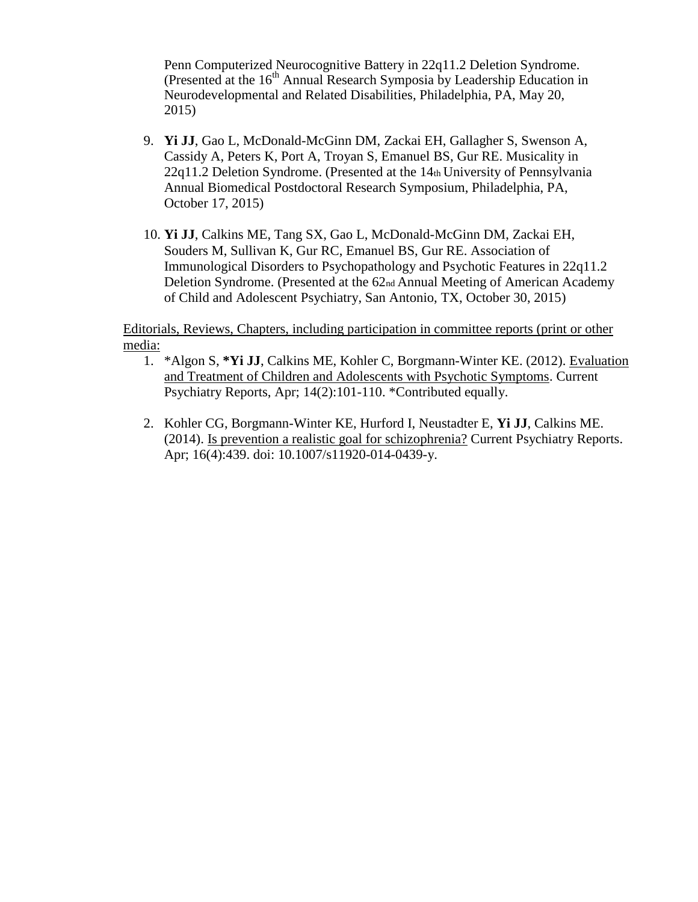Penn Computerized Neurocognitive Battery in 22q11.2 Deletion Syndrome. (Presented at the 16th Annual Research Symposia by Leadership Education in Neurodevelopmental and Related Disabilities, Philadelphia, PA, May 20, 2015)

9. **Yi JJ**, Gao L, McDonald-McGinn DM, Zackai EH, Gallagher S, Swenson A, Cassidy A, Peters K, Port A, Troyan S, Emanuel BS, Gur RE. Musicality in 22q11.2 Deletion Syndrome. (Presented at the 14th University of Pennsylvania Annual Biomedical Postdoctoral Research Symposium, Philadelphia, PA, October 17, 2015)

10. **Yi JJ**, Calkins ME, Tang SX, Gao L, McDonald-McGinn DM, Zackai EH, Souders M, Sullivan K, Gur RC, Emanuel BS, Gur RE. Association of Immunological Disorders to Psychopathology and Psychotic Features in 22q11.2 Deletion Syndrome. (Presented at the 62nd Annual Meeting of American Academy of Child and Adolescent Psychiatry, San Antonio, TX, October 30, 2015)

Editorials, Reviews, Chapters, including participation in committee reports (print or other media:

1. *Algon S, ***Yi JJ**, Calkins ME, Kohler C, Borgmann-Winter KE. (2012). Evaluation and Treatment of Children and Adolescents with Psychotic Symptoms. Current Psychiatry Reports, Apr; 14(2):101-110. *Contributed equally.

2. Kohler CG, Borgmann-Winter KE, Hurford I, Neustadter E, **Yi JJ**, Calkins ME. (2014). Is prevention a realistic goal for schizophrenia? Current Psychiatry Reports. Apr; 16(4):439. doi: 10.1007/s11920-014-0439-y.